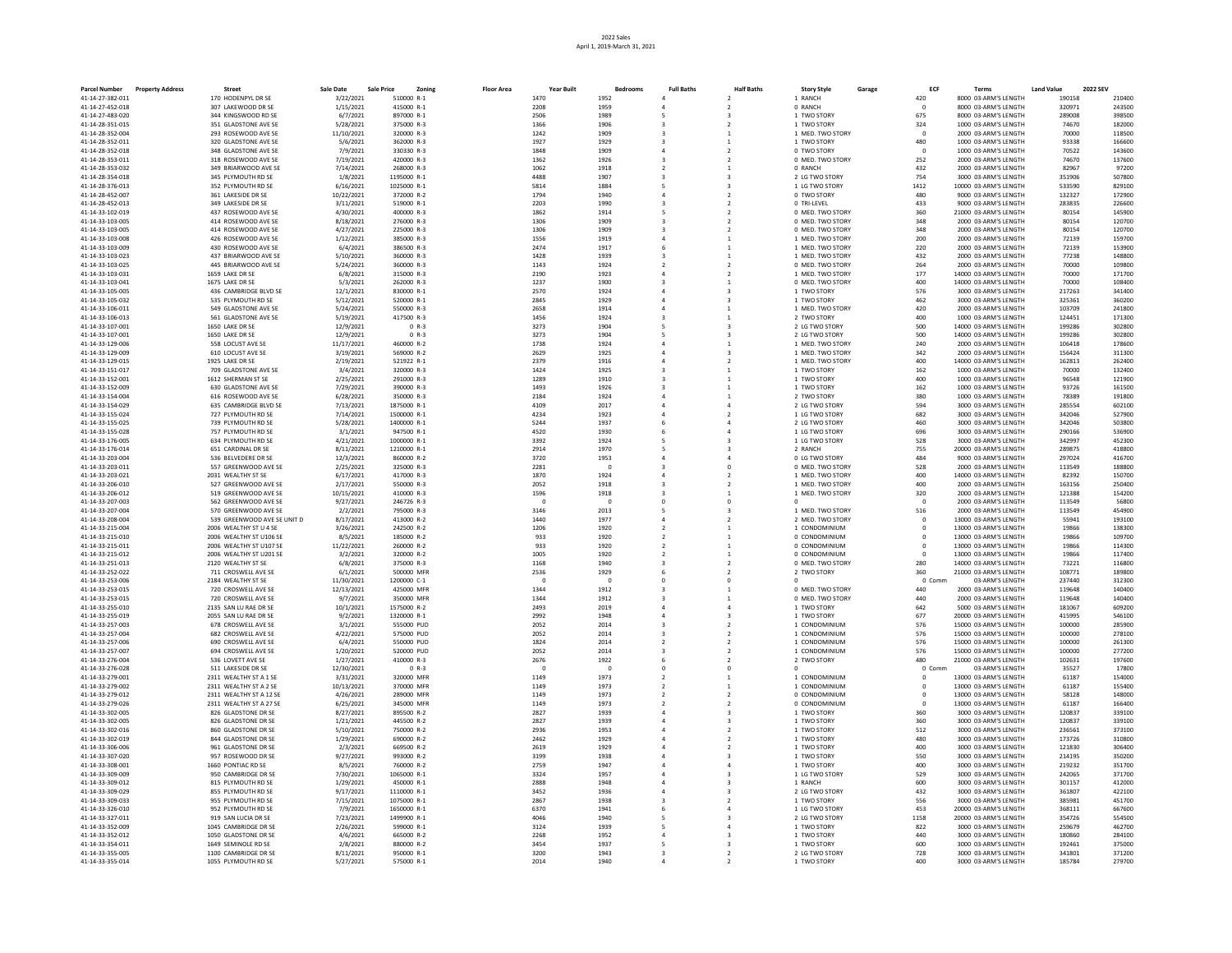2022 Sales
April 1, 2019-March 31, 2021

| Parcel Number | Property Address | Street | Sale Date | Sale Price | Zoning | Floor Area | Year Built | Bedrooms | Full Baths | Half Baths | Story Style | Garage | ECF | Terms | Land Value | 2022 SEV |
|---|---|---|---|---|---|---|---|---|---|---|---|---|---|---|---|---|
| 41-14-27-382-011 | | 170 HODENPYL DR SE | 3/22/2021 | 510000 | R-1 | 1470 | 1952 | 4 | 2 | 1 | RANCH | 420 | 8000 | 03-ARM'S LENGTH | 190158 | 210400 |
| 41-14-27-452-018 | | 307 LAKEWOOD DR SE | 1/15/2021 | 415000 | R-1 | 2208 | 1959 | 4 | 2 | 0 | RANCH | 0 | 8000 | 03-ARM'S LENGTH | 320971 | 243500 |
| 41-14-27-483-020 | | 344 KINGSWOOD RD SE | 6/7/2021 | 897000 | R-1 | 2506 | 1989 | 5 | 3 | 1 | TWO STORY | 675 | 8000 | 03-ARM'S LENGTH | 289008 | 398500 |
| 41-14-28-351-015 | | 351 GLADSTONE AVE SE | 5/28/2021 | 375000 | R-3 | 1366 | 1906 | 3 | 2 | 1 | TWO STORY | 324 | 1000 | 03-ARM'S LENGTH | 74670 | 182000 |
| 41-14-28-352-004 | | 293 ROSEWOOD AVE SE | 11/10/2021 | 320000 | R-3 | 1242 | 1909 | 3 | 1 | 1 | MED. TWO STORY | 0 | 2000 | 03-ARM'S LENGTH | 70000 | 118500 |
| 41-14-28-352-011 | | 320 GLADSTONE AVE SE | 5/6/2021 | 362000 | R-3 | 1927 | 1929 | 3 | 1 | 1 | TWO STORY | 480 | 1000 | 03-ARM'S LENGTH | 93338 | 166600 |
| 41-14-28-352-018 | | 348 GLADSTONE AVE SE | 7/9/2021 | 330330 | R-3 | 1848 | 1909 | 4 | 2 | 0 | TWO STORY | 0 | 1000 | 03-ARM'S LENGTH | 70522 | 143600 |
| 41-14-28-353-011 | | 318 ROSEWOOD AVE SE | 7/19/2021 | 420000 | R-3 | 1362 | 1926 | 3 | 2 | 0 | MED. TWO STORY | 252 | 2000 | 03-ARM'S LENGTH | 74670 | 137600 |
| 41-14-28-353-032 | | 349 BRIARWOOD AVE SE | 7/14/2021 | 268000 | R-3 | 1062 | 1918 | 2 | 1 | 0 | RANCH | 432 | 2000 | 03-ARM'S LENGTH | 82967 | 97200 |
| 41-14-28-354-018 | | 345 PLYMOUTH RD SE | 1/8/2021 | 1195000 | R-1 | 4488 | 1907 | 3 | 3 | 2 | LG TWO STORY | 754 | 3000 | 03-ARM'S LENGTH | 351906 | 507800 |
| 41-14-28-376-013 | | 352 PLYMOUTH RD SE | 6/16/2021 | 1025000 | R-1 | 5814 | 1884 | 5 | 3 | 1 | LG TWO STORY | 1412 | 10000 | 03-ARM'S LENGTH | 533590 | 829100 |
| 41-14-28-452-007 | | 361 LAKESIDE DR SE | 10/22/2021 | 372000 | R-2 | 1794 | 1940 | 4 | 2 | 0 | TWO STORY | 480 | 9000 | 03-ARM'S LENGTH | 132327 | 172900 |
| 41-14-28-452-013 | | 349 LAKESIDE DR SE | 3/11/2021 | 519000 | R-1 | 2203 | 1990 | 3 | 2 | 0 | TRI-LEVEL | 433 | 9000 | 03-ARM'S LENGTH | 283835 | 226600 |
| 41-14-33-102-019 | | 437 ROSEWOOD AVE SE | 4/30/2021 | 400000 | R-3 | 1862 | 1914 | 5 | 2 | 0 | MED. TWO STORY | 360 | 21000 | 03-ARM'S LENGTH | 80154 | 145900 |
| 41-14-33-103-005 | | 414 ROSEWOOD AVE SE | 8/18/2021 | 276000 | R-3 | 1306 | 1909 | 3 | 2 | 0 | MED. TWO STORY | 348 | 2000 | 03-ARM'S LENGTH | 80154 | 120700 |
| 41-14-33-103-005 | | 414 ROSEWOOD AVE SE | 4/27/2021 | 225000 | R-3 | 1306 | 1909 | 3 | 2 | 0 | MED. TWO STORY | 348 | 2000 | 03-ARM'S LENGTH | 80154 | 120700 |
| 41-14-33-103-008 | | 426 ROSEWOOD AVE SE | 1/12/2021 | 385000 | R-3 | 1556 | 1919 | 4 | 1 | 1 | MED. TWO STORY | 200 | 2000 | 03-ARM'S LENGTH | 72139 | 159700 |
| 41-14-33-103-009 | | 430 ROSEWOOD AVE SE | 6/4/2021 | 386500 | R-3 | 2474 | 1917 | 6 | 1 | 1 | MED. TWO STORY | 220 | 2000 | 03-ARM'S LENGTH | 72139 | 153900 |
| 41-14-33-103-023 | | 437 BRIARWOOD AVE SE | 5/10/2021 | 360000 | R-3 | 1428 | 1939 | 3 | 1 | 1 | MED. TWO STORY | 432 | 2000 | 03-ARM'S LENGTH | 77238 | 148800 |
| 41-14-33-103-025 | | 445 BRIARWOOD AVE SE | 5/24/2021 | 360000 | R-3 | 1143 | 1924 | 2 | 2 | 0 | MED. TWO STORY | 264 | 2000 | 03-ARM'S LENGTH | 70000 | 109800 |
| 41-14-33-103-031 | | 1659 LAKE DR SE | 6/8/2021 | 315000 | R-3 | 2190 | 1923 | 4 | 2 | 1 | MED. TWO STORY | 177 | 14000 | 03-ARM'S LENGTH | 70000 | 171700 |
| 41-14-33-103-041 | | 1675 LAKE DR SE | 5/3/2021 | 262000 | R-3 | 1237 | 1900 | 3 | 1 | 0 | MED. TWO STORY | 400 | 14000 | 03-ARM'S LENGTH | 70000 | 108400 |
| 41-14-33-105-005 | | 436 CAMBRIDGE BLVD SE | 12/1/2021 | 830000 | R-1 | 2570 | 1924 | 4 | 3 | 1 | TWO STORY | 576 | 3000 | 03-ARM'S LENGTH | 217263 | 341400 |
| 41-14-33-105-032 | | 535 PLYMOUTH RD SE | 5/12/2021 | 520000 | R-1 | 2845 | 1929 | 4 | 3 | 1 | TWO STORY | 462 | 3000 | 03-ARM'S LENGTH | 325361 | 360200 |
| 41-14-33-106-011 | | 549 GLADSTONE AVE SE | 5/24/2021 | 550000 | R-3 | 2658 | 1914 | 4 | 1 | 1 | MED. TWO STORY | 420 | 2000 | 03-ARM'S LENGTH | 103709 | 241800 |
| 41-14-33-106-013 | | 561 GLADSTONE AVE SE | 5/19/2021 | 417500 | R-3 | 1456 | 1924 | 3 | 1 | 2 | TWO STORY | 400 | 1000 | 03-ARM'S LENGTH | 124451 | 171300 |
| 41-14-33-107-001 | | 1650 LAKE DR SE | 12/9/2021 | 0 | R-3 | 3273 | 1904 | 5 | 3 | 2 | LG TWO STORY | 500 | 14000 | 03-ARM'S LENGTH | 199286 | 302800 |
| 41-14-33-107-001 | | 1650 LAKE DR SE | 12/9/2021 | 0 | R-3 | 3273 | 1904 | 5 | 3 | 2 | LG TWO STORY | 500 | 14000 | 03-ARM'S LENGTH | 199286 | 302800 |
| 41-14-33-129-006 | | 558 LOCUST AVE SE | 11/17/2021 | 460000 | R-2 | 1738 | 1924 | 4 | 1 | 1 | MED. TWO STORY | 240 | 2000 | 03-ARM'S LENGTH | 106418 | 178600 |
| 41-14-33-129-009 | | 610 LOCUST AVE SE | 3/19/2021 | 569000 | R-2 | 2629 | 1925 | 4 | 3 | 1 | MED. TWO STORY | 342 | 2000 | 03-ARM'S LENGTH | 156424 | 311300 |
| 41-14-33-129-015 | | 1925 LAKE DR SE | 2/19/2021 | 521922 | R-1 | 2379 | 1916 | 4 | 2 | 1 | MED. TWO STORY | 400 | 14000 | 03-ARM'S LENGTH | 162813 | 262400 |
| 41-14-33-151-017 | | 709 GLADSTONE AVE SE | 3/4/2021 | 320000 | R-3 | 1424 | 1925 | 3 | 1 | 1 | TWO STORY | 162 | 1000 | 03-ARM'S LENGTH | 70000 | 132400 |
| 41-14-33-152-001 | | 1612 SHERMAN ST SE | 2/25/2021 | 291000 | R-3 | 1289 | 1910 | 3 | 1 | 1 | TWO STORY | 400 | 1000 | 03-ARM'S LENGTH | 96548 | 121900 |
| 41-14-33-152-009 | | 630 GLADSTONE AVE SE | 7/29/2021 | 390000 | R-3 | 1493 | 1926 | 3 | 1 | 1 | TWO STORY | 162 | 1000 | 03-ARM'S LENGTH | 93726 | 161500 |
| 41-14-33-154-004 | | 616 ROSEWOOD AVE SE | 6/28/2021 | 350000 | R-3 | 2184 | 1924 | 4 | 1 | 2 | TWO STORY | 380 | 1000 | 03-ARM'S LENGTH | 78389 | 191800 |
| 41-14-33-154-029 | | 635 CAMBRIDGE BLVD SE | 7/13/2021 | 1875000 | R-1 | 4109 | 2017 | 4 | 4 | 2 | LG TWO STORY | 594 | 3000 | 03-ARM'S LENGTH | 285554 | 602100 |
| 41-14-33-155-024 | | 727 PLYMOUTH RD SE | 7/14/2021 | 1500000 | R-1 | 4234 | 1923 | 4 | 2 | 1 | LG TWO STORY | 682 | 3000 | 03-ARM'S LENGTH | 342046 | 527900 |
| 41-14-33-155-025 | | 739 PLYMOUTH RD SE | 5/28/2021 | 1400000 | R-1 | 5244 | 1937 | 6 | 4 | 2 | LG TWO STORY | 460 | 3000 | 03-ARM'S LENGTH | 342046 | 503800 |
| 41-14-33-155-028 | | 757 PLYMOUTH RD SE | 3/1/2021 | 947500 | R-1 | 4520 | 1930 | 6 | 4 | 1 | LG TWO STORY | 696 | 3000 | 03-ARM'S LENGTH | 290166 | 536900 |
| 41-14-33-176-005 | | 634 PLYMOUTH RD SE | 4/21/2021 | 1000000 | R-1 | 3392 | 1924 | 5 | 3 | 1 | LG TWO STORY | 528 | 3000 | 03-ARM'S LENGTH | 342997 | 452300 |
| 41-14-33-176-014 | | 651 CARDINAL DR SE | 8/11/2021 | 1210000 | R-1 | 2914 | 1970 | 5 | 3 | 2 | RANCH | 755 | 20000 | 03-ARM'S LENGTH | 289875 | 418800 |
| 41-14-33-203-004 | | 536 BELVEDERE DR SE | 12/3/2021 | 860000 | R-2 | 3720 | 1953 | 4 | 4 | 0 | LG TWO STORY | 484 | 9000 | 03-ARM'S LENGTH | 297024 | 416700 |
| 41-14-33-203-011 | | 557 GREENWOOD AVE SE | 2/25/2021 | 325000 | R-3 | 2281 | 0 | 3 | 0 | 0 | MED. TWO STORY | 528 | 2000 | 03-ARM'S LENGTH | 113549 | 188800 |
| 41-14-33-203-021 | | 2031 WEALTHY ST SE | 6/17/2021 | 417000 | R-3 | 1870 | 1924 | 4 | 2 | 1 | MED. TWO STORY | 400 | 14000 | 03-ARM'S LENGTH | 82392 | 150700 |
| 41-14-33-206-010 | | 527 GREENWOOD AVE SE | 2/17/2021 | 550000 | R-3 | 2052 | 1918 | 3 | 2 | 1 | MED. TWO STORY | 400 | 2000 | 03-ARM'S LENGTH | 163156 | 250400 |
| 41-14-33-206-012 | | 519 GREENWOOD AVE SE | 10/15/2021 | 410000 | R-3 | 1596 | 1918 | 3 | 1 | 1 | MED. TWO STORY | 320 | 2000 | 03-ARM'S LENGTH | 121388 | 154200 |
| 41-14-33-207-003 | | 562 GREENWOOD AVE SE | 9/27/2021 | 246726 | R-3 | 0 | 0 | 0 | 0 | 0 | | 0 | 2000 | 03-ARM'S LENGTH | 113549 | 56800 |
| 41-14-33-207-004 | | 570 GREENWOOD AVE SE | 2/2/2021 | 795000 | R-3 | 3146 | 2013 | 5 | 3 | 1 | MED. TWO STORY | 516 | 2000 | 03-ARM'S LENGTH | 113549 | 454900 |
| 41-14-33-208-004 | | 539 GREENWOOD AVE SE UNIT D | 8/17/2021 | 413000 | R-2 | 1440 | 1977 | 4 | 2 | 2 | MED. TWO STORY | 0 | 13000 | 03-ARM'S LENGTH | 55941 | 193100 |
| 41-14-33-215-004 | | 2006 WEALTHY ST U 4 SE | 3/26/2021 | 242500 | R-2 | 1206 | 1920 | 2 | 1 | 1 | CONDOMINIUM | 0 | 13000 | 03-ARM'S LENGTH | 19866 | 138300 |
| 41-14-33-215-010 | | 2006 WEALTHY ST U106 SE | 8/5/2021 | 185000 | R-2 | 933 | 1920 | 2 | 1 | 0 | CONDOMINIUM | 0 | 13000 | 03-ARM'S LENGTH | 19866 | 109700 |
| 41-14-33-215-011 | | 2006 WEALTHY ST U107 SE | 11/22/2021 | 260000 | R-2 | 933 | 1920 | 2 | 1 | 0 | CONDOMINIUM | 0 | 13000 | 03-ARM'S LENGTH | 19866 | 114300 |
| 41-14-33-215-012 | | 2006 WEALTHY ST U201 SE | 3/2/2021 | 320000 | R-2 | 1005 | 1920 | 2 | 1 | 0 | CONDOMINIUM | 0 | 13000 | 03-ARM'S LENGTH | 19866 | 117400 |
| 41-14-33-251-013 | | 2120 WEALTHY ST SE | 6/8/2021 | 375000 | R-3 | 1168 | 1940 | 3 | 2 | 0 | MED. TWO STORY | 280 | 14000 | 03-ARM'S LENGTH | 73221 | 116800 |
| 41-14-33-252-022 | | 711 CROSWELL AVE SE | 6/1/2021 | 500000 | MFR | 2536 | 1929 | 6 | 2 | 2 | TWO STORY | 360 | 21000 | 03-ARM'S LENGTH | 108771 | 189800 |
| 41-14-33-253-006 | | 2184 WEALTHY ST SE | 11/30/2021 | 1200000 | C-1 | 0 | 0 | 0 | 0 | 0 | | 0 | Comm | 03-ARM'S LENGTH | 237440 | 312300 |
| 41-14-33-253-015 | | 720 CROSWELL AVE SE | 12/13/2021 | 425000 | MFR | 1344 | 1912 | 3 | 1 | 0 | MED. TWO STORY | 440 | 2000 | 03-ARM'S LENGTH | 119648 | 140400 |
| 41-14-33-253-015 | | 720 CROSWELL AVE SE | 9/7/2021 | 350000 | MFR | 1344 | 1912 | 3 | 1 | 0 | MED. TWO STORY | 440 | 2000 | 03-ARM'S LENGTH | 119648 | 140400 |
| 41-14-33-255-010 | | 2135 SAN LU RAE DR SE | 10/1/2021 | 1575000 | R-2 | 2493 | 2019 | 4 | 4 | 1 | TWO STORY | 642 | 5000 | 03-ARM'S LENGTH | 181067 | 609200 |
| 41-14-33-255-019 | | 2055 SAN LU RAE DR SE | 9/2/2021 | 1320000 | R-1 | 2992 | 1948 | 4 | 3 | 1 | TWO STORY | 677 | 20000 | 03-ARM'S LENGTH | 415995 | 546100 |
| 41-14-33-257-003 | | 678 CROSWELL AVE SE | 3/1/2021 | 555000 | PUD | 2052 | 2014 | 3 | 2 | 1 | CONDOMINIUM | 576 | 15000 | 03-ARM'S LENGTH | 100000 | 285900 |
| 41-14-33-257-004 | | 682 CROSWELL AVE SE | 4/22/2021 | 575000 | PUD | 2052 | 2014 | 3 | 2 | 1 | CONDOMINIUM | 576 | 15000 | 03-ARM'S LENGTH | 100000 | 278100 |
| 41-14-33-257-006 | | 690 CROSWELL AVE SE | 6/4/2021 | 550000 | PUD | 1824 | 2014 | 2 | 2 | 1 | CONDOMINIUM | 576 | 15000 | 03-ARM'S LENGTH | 100000 | 261300 |
| 41-14-33-257-007 | | 694 CROSWELL AVE SE | 1/20/2021 | 520000 | PUD | 2052 | 2014 | 3 | 2 | 1 | CONDOMINIUM | 576 | 15000 | 03-ARM'S LENGTH | 100000 | 277200 |
| 41-14-33-276-004 | | 536 LOVETT AVE SE | 1/27/2021 | 410000 | R-3 | 2676 | 1922 | 6 | 2 | 2 | TWO STORY | 480 | 21000 | 03-ARM'S LENGTH | 102631 | 197600 |
| 41-14-33-276-028 | | 511 LAKESIDE DR SE | 12/30/2021 | 0 | R-3 | 0 | 0 | 0 | 0 | 0 | | 0 | Comm | 03-ARM'S LENGTH | 35527 | 17800 |
| 41-14-33-279-001 | | 2311 WEALTHY ST A 1 SE | 3/31/2021 | 320000 | MFR | 1149 | 1973 | 2 | 1 | 1 | CONDOMINIUM | 0 | 13000 | 03-ARM'S LENGTH | 61187 | 154000 |
| 41-14-33-279-002 | | 2311 WEALTHY ST A 2 SE | 10/13/2021 | 370000 | MFR | 1149 | 1973 | 2 | 2 | 1 | CONDOMINIUM | 0 | 13000 | 03-ARM'S LENGTH | 61187 | 155400 |
| 41-14-33-279-012 | | 2311 WEALTHY ST A 12 SE | 4/26/2021 | 289000 | MFR | 1149 | 1973 | 2 | 2 | 0 | CONDOMINIUM | 0 | 13000 | 03-ARM'S LENGTH | 58128 | 148000 |
| 41-14-33-279-026 | | 2311 WEALTHY ST A 27 SE | 6/25/2021 | 345000 | MFR | 1149 | 1973 | 2 | 2 | 0 | CONDOMINIUM | 0 | 13000 | 03-ARM'S LENGTH | 61187 | 166400 |
| 41-14-33-302-005 | | 826 GLADSTONE DR SE | 8/27/2021 | 895500 | R-2 | 2827 | 1939 | 4 | 3 | 1 | TWO STORY | 360 | 3000 | 03-ARM'S LENGTH | 120837 | 339100 |
| 41-14-33-302-005 | | 826 GLADSTONE DR SE | 1/21/2021 | 445500 | R-2 | 2827 | 1939 | 4 | 3 | 1 | TWO STORY | 360 | 3000 | 03-ARM'S LENGTH | 120837 | 339100 |
| 41-14-33-302-016 | | 860 GLADSTONE DR SE | 5/10/2021 | 750000 | R-2 | 2936 | 1953 | 4 | 2 | 1 | TWO STORY | 512 | 3000 | 03-ARM'S LENGTH | 236561 | 373100 |
| 41-14-33-302-019 | | 844 GLADSTONE DR SE | 1/29/2021 | 690000 | R-2 | 2462 | 1929 | 4 | 2 | 1 | TWO STORY | 480 | 3000 | 03-ARM'S LENGTH | 173726 | 310800 |
| 41-14-33-306-006 | | 961 GLADSTONE DR SE | 2/3/2021 | 669500 | R-2 | 2619 | 1929 | 4 | 2 | 1 | TWO STORY | 400 | 3000 | 03-ARM'S LENGTH | 121830 | 306400 |
| 41-14-33-307-020 | | 957 ROSEWOOD DR SE | 9/27/2021 | 993000 | R-2 | 3199 | 1938 | 4 | 3 | 1 | TWO STORY | 550 | 3000 | 03-ARM'S LENGTH | 214195 | 350200 |
| 41-14-33-308-001 | | 1660 PONTIAC RD SE | 8/5/2021 | 760000 | R-2 | 2759 | 1947 | 4 | 4 | 1 | TWO STORY | 400 | 3000 | 03-ARM'S LENGTH | 219232 | 351700 |
| 41-14-33-309-009 | | 950 CAMBRIDGE DR SE | 7/30/2021 | 1065000 | R-1 | 3324 | 1957 | 4 | 3 | 1 | LG TWO STORY | 529 | 3000 | 03-ARM'S LENGTH | 242065 | 371700 |
| 41-14-33-309-012 | | 815 PLYMOUTH RD SE | 1/29/2021 | 450000 | R-1 | 2888 | 1948 | 4 | 3 | 1 | RANCH | 600 | 3000 | 03-ARM'S LENGTH | 301157 | 412000 |
| 41-14-33-309-029 | | 855 PLYMOUTH RD SE | 9/17/2021 | 1110000 | R-1 | 3452 | 1936 | 4 | 3 | 2 | LG TWO STORY | 432 | 3000 | 03-ARM'S LENGTH | 361807 | 422100 |
| 41-14-33-309-033 | | 955 PLYMOUTH RD SE | 7/15/2021 | 1075000 | R-1 | 2867 | 1938 | 3 | 2 | 1 | TWO STORY | 556 | 3000 | 03-ARM'S LENGTH | 385981 | 451700 |
| 41-14-33-326-010 | | 952 PLYMOUTH RD SE | 7/9/2021 | 1650000 | R-1 | 6370 | 1941 | 6 | 4 | 1 | LG TWO STORY | 453 | 20000 | 03-ARM'S LENGTH | 368111 | 667600 |
| 41-14-33-327-011 | | 919 SAN LUCIA DR SE | 7/23/2021 | 1499900 | R-1 | 4046 | 1940 | 5 | 3 | 2 | LG TWO STORY | 1158 | 20000 | 03-ARM'S LENGTH | 354726 | 554500 |
| 41-14-33-352-009 | | 1045 CAMBRIDGE DR SE | 2/26/2021 | 599000 | R-1 | 3124 | 1939 | 5 | 4 | 1 | TWO STORY | 822 | 3000 | 03-ARM'S LENGTH | 259679 | 462700 |
| 41-14-33-352-012 | | 1050 GLADSTONE DR SE | 4/6/2021 | 665000 | R-2 | 2268 | 1952 | 4 | 3 | 1 | TWO STORY | 440 | 3000 | 03-ARM'S LENGTH | 180860 | 284100 |
| 41-14-33-354-011 | | 1649 SEMINOLE RD SE | 2/8/2021 | 880000 | R-2 | 3454 | 1937 | 5 | 3 | 1 | TWO STORY | 600 | 3000 | 03-ARM'S LENGTH | 192461 | 375000 |
| 41-14-33-355-005 | | 1100 CAMBRIDGE DR SE | 8/11/2021 | 950000 | R-1 | 3200 | 1943 | 3 | 2 | 2 | LG TWO STORY | 728 | 3000 | 03-ARM'S LENGTH | 341801 | 371200 |
| 41-14-33-355-014 | | 1055 PLYMOUTH RD SE | 5/27/2021 | 575000 | R-1 | 2014 | 1940 | 4 | 2 | 1 | TWO STORY | 400 | 3000 | 03-ARM'S LENGTH | 185784 | 279700 |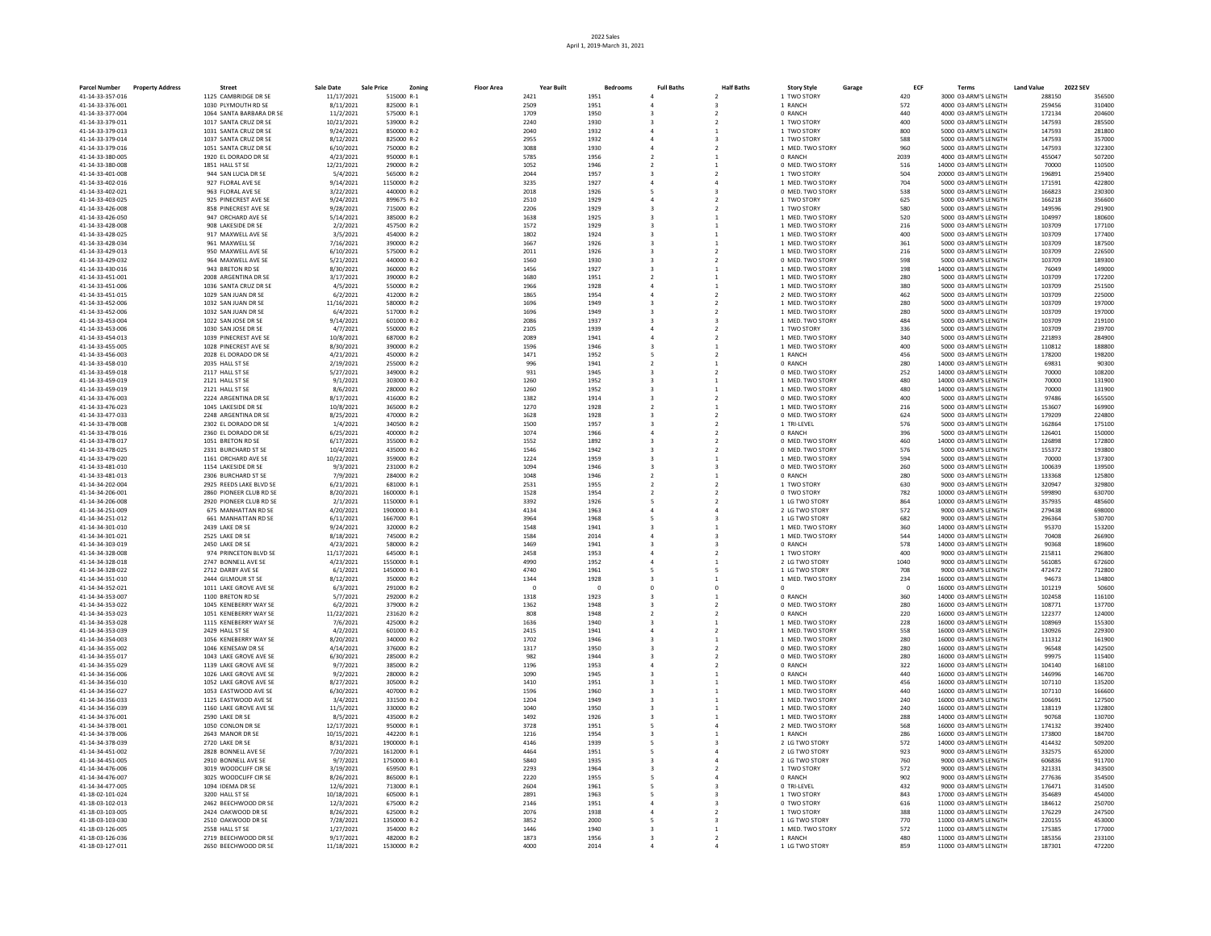# 2022 Sales
April 1, 2019-March 31, 2021

| Parcel Number | Property Address | Street | Sale Date | Sale Price | Zoning | Floor Area | Year Built | Bedrooms | Full Baths | Half Baths | Story Style | Garage | ECF | Terms | Land Value | 2022 SEV |
|---|---|---|---|---|---|---|---|---|---|---|---|---|---|---|---|---|
| 41-14-33-357-016 | 1125 | CAMBRIDGE DR SE | 11/17/2021 | 515000 | R-1 | 2421 | 1951 | 4 | 2 | 1 | TWO STORY | 420 | 3000 | 03-ARM'S LENGTH | 288150 | 356500 |
| 41-14-33-376-001 | 1030 | PLYMOUTH RD SE | 8/11/2021 | 825000 | R-1 | 2509 | 1951 | 4 | 3 | 1 | RANCH | 572 | 4000 | 03-ARM'S LENGTH | 259456 | 310400 |
| 41-14-33-377-004 | 1064 | SANTA BARBARA DR SE | 11/2/2021 | 575000 | R-1 | 1709 | 1950 | 3 | 2 | 0 | RANCH | 440 | 4000 | 03-ARM'S LENGTH | 172134 | 204600 |
| 41-14-33-379-011 | 1017 | SANTA CRUZ DR SE | 10/21/2021 | 539000 | R-2 | 2240 | 1930 | 3 | 2 | 1 | TWO STORY | 400 | 5000 | 03-ARM'S LENGTH | 147593 | 285500 |
| 41-14-33-379-013 | 1031 | SANTA CRUZ DR SE | 9/24/2021 | 850000 | R-2 | 2040 | 1932 | 4 | 1 | 1 | TWO STORY | 800 | 5000 | 03-ARM'S LENGTH | 147593 | 281800 |
| 41-14-33-379-014 | 1037 | SANTA CRUZ DR SE | 8/12/2021 | 825000 | R-2 | 2955 | 1932 | 4 | 3 | 1 | TWO STORY | 588 | 5000 | 03-ARM'S LENGTH | 147593 | 357000 |
| 41-14-33-379-016 | 1051 | SANTA CRUZ DR SE | 6/10/2021 | 750000 | R-2 | 3088 | 1930 | 4 | 2 | 1 | MED. TWO STORY | 960 | 5000 | 03-ARM'S LENGTH | 147593 | 322300 |
| 41-14-33-380-005 | 1920 | EL DORADO DR SE | 4/23/2021 | 950000 | R-1 | 5785 | 1956 | 2 | 1 | 0 | RANCH | 2039 | 4000 | 03-ARM'S LENGTH | 455047 | 507200 |
| 41-14-33-380-008 | 1851 | HALL ST SE | 12/21/2021 | 290000 | R-2 | 1052 | 1946 | 2 | 1 | 0 | MED. TWO STORY | 516 | 14000 | 03-ARM'S LENGTH | 70000 | 110500 |
| 41-14-33-401-008 | 944 | SAN LUCIA DR SE | 5/4/2021 | 565000 | R-2 | 2044 | 1957 | 3 | 2 | 1 | TWO STORY | 504 | 20000 | 03-ARM'S LENGTH | 196891 | 259400 |
| 41-14-33-402-016 | 927 | FLORAL AVE SE | 9/14/2021 | 1150000 | R-2 | 3235 | 1927 | 4 | 4 | 1 | MED. TWO STORY | 704 | 5000 | 03-ARM'S LENGTH | 171591 | 422800 |
| 41-14-33-402-021 | 963 | FLORAL AVE SE | 3/22/2021 | 440000 | R-2 | 2018 | 1926 | 5 | 3 | 0 | MED. TWO STORY | 538 | 5000 | 03-ARM'S LENGTH | 166823 | 230300 |
| 41-14-33-403-025 | 925 | PINECREST AVE SE | 9/24/2021 | 899675 | R-2 | 2510 | 1929 | 4 | 2 | 1 | TWO STORY | 625 | 5000 | 03-ARM'S LENGTH | 166218 | 356600 |
| 41-14-33-426-008 | 858 | PINECREST AVE SE | 9/28/2021 | 715000 | R-2 | 2206 | 1929 | 3 | 2 | 1 | TWO STORY | 580 | 5000 | 03-ARM'S LENGTH | 149596 | 291900 |
| 41-14-33-426-050 | 947 | ORCHARD AVE SE | 5/14/2021 | 385000 | R-2 | 1638 | 1925 | 3 | 1 | 1 | MED. TWO STORY | 520 | 5000 | 03-ARM'S LENGTH | 104997 | 180600 |
| 41-14-33-428-008 | 908 | LAKESIDE DR SE | 2/2/2021 | 457500 | R-2 | 1572 | 1929 | 3 | 1 | 1 | MED. TWO STORY | 216 | 5000 | 03-ARM'S LENGTH | 103709 | 177100 |
| 41-14-33-428-025 | 917 | MAXWELL AVE SE | 3/5/2021 | 454000 | R-2 | 1802 | 1924 | 3 | 1 | 1 | MED. TWO STORY | 400 | 5000 | 03-ARM'S LENGTH | 103709 | 177400 |
| 41-14-33-428-034 | 961 | MAXWELL SE | 7/16/2021 | 390000 | R-2 | 1667 | 1926 | 3 | 1 | 1 | MED. TWO STORY | 361 | 5000 | 03-ARM'S LENGTH | 103709 | 187500 |
| 41-14-33-429-013 | 950 | MAXWELL AVE SE | 6/10/2021 | 575000 | R-2 | 2011 | 1926 | 3 | 2 | 1 | MED. TWO STORY | 216 | 5000 | 03-ARM'S LENGTH | 103709 | 226500 |
| 41-14-33-429-032 | 964 | MAXWELL AVE SE | 5/21/2021 | 440000 | R-2 | 1560 | 1930 | 3 | 2 | 0 | MED. TWO STORY | 598 | 5000 | 03-ARM'S LENGTH | 103709 | 189300 |
| 41-14-33-430-016 | 943 | BRETON RD SE | 8/30/2021 | 360000 | R-2 | 1456 | 1927 | 3 | 1 | 1 | MED. TWO STORY | 198 | 14000 | 03-ARM'S LENGTH | 76049 | 149000 |
| 41-14-33-451-001 | 2008 | ARGENTINA DR SE | 3/17/2021 | 390000 | R-2 | 1680 | 1951 | 2 | 1 | 1 | MED. TWO STORY | 280 | 5000 | 03-ARM'S LENGTH | 103709 | 172200 |
| 41-14-33-451-006 | 1036 | SANTA CRUZ DR SE | 4/5/2021 | 550000 | R-2 | 1966 | 1928 | 4 | 1 | 1 | MED. TWO STORY | 380 | 5000 | 03-ARM'S LENGTH | 103709 | 251500 |
| 41-14-33-451-015 | 1029 | SAN JUAN DR SE | 6/2/2021 | 412000 | R-2 | 1865 | 1954 | 4 | 2 | 2 | MED. TWO STORY | 462 | 5000 | 03-ARM'S LENGTH | 103709 | 225000 |
| 41-14-33-452-006 | 1032 | SAN JUAN DR SE | 11/16/2021 | 580000 | R-2 | 1696 | 1949 | 3 | 2 | 1 | MED. TWO STORY | 280 | 5000 | 03-ARM'S LENGTH | 103709 | 197000 |
| 41-14-33-452-006 | 1032 | SAN JUAN DR SE | 6/4/2021 | 517000 | R-2 | 1696 | 1949 | 3 | 2 | 1 | MED. TWO STORY | 280 | 5000 | 03-ARM'S LENGTH | 103709 | 197000 |
| 41-14-33-453-004 | 1022 | SAN JOSE DR SE | 9/14/2021 | 601000 | R-2 | 2086 | 1937 | 3 | 3 | 1 | MED. TWO STORY | 484 | 5000 | 03-ARM'S LENGTH | 103709 | 219100 |
| 41-14-33-453-006 | 1030 | SAN JOSE DR SE | 4/7/2021 | 550000 | R-2 | 2105 | 1939 | 4 | 2 | 1 | TWO STORY | 336 | 5000 | 03-ARM'S LENGTH | 103709 | 239700 |
| 41-14-33-454-013 | 1039 | PINECREST AVE SE | 10/8/2021 | 687000 | R-2 | 2089 | 1941 | 4 | 2 | 1 | MED. TWO STORY | 340 | 5000 | 03-ARM'S LENGTH | 221893 | 284900 |
| 41-14-33-455-005 | 1028 | PINECREST AVE SE | 8/30/2021 | 390000 | R-2 | 1596 | 1946 | 3 | 1 | 1 | MED. TWO STORY | 400 | 5000 | 03-ARM'S LENGTH | 110812 | 188800 |
| 41-14-33-456-003 | 2028 | EL DORADO DR SE | 4/21/2021 | 450000 | R-2 | 1471 | 1952 | 5 | 2 | 1 | RANCH | 456 | 5000 | 03-ARM'S LENGTH | 178200 | 198200 |
| 41-14-33-458-010 | 2035 | HALL ST SE | 2/19/2021 | 255000 | R-2 | 996 | 1941 | 2 | 1 | 0 | RANCH | 280 | 14000 | 03-ARM'S LENGTH | 69831 | 90300 |
| 41-14-33-459-018 | 2117 | HALL ST SE | 5/27/2021 | 349000 | R-2 | 931 | 1945 | 3 | 2 | 0 | MED. TWO STORY | 252 | 14000 | 03-ARM'S LENGTH | 70000 | 108200 |
| 41-14-33-459-019 | 2121 | HALL ST SE | 9/1/2021 | 303000 | R-2 | 1260 | 1952 | 3 | 1 | 1 | MED. TWO STORY | 480 | 14000 | 03-ARM'S LENGTH | 70000 | 131900 |
| 41-14-33-459-019 | 2121 | HALL ST SE | 8/6/2021 | 280000 | R-2 | 1260 | 1952 | 3 | 1 | 1 | MED. TWO STORY | 480 | 14000 | 03-ARM'S LENGTH | 70000 | 131900 |
| 41-14-33-476-003 | 2224 | ARGENTINA DR SE | 8/17/2021 | 416000 | R-2 | 1382 | 1914 | 3 | 2 | 0 | MED. TWO STORY | 400 | 5000 | 03-ARM'S LENGTH | 97486 | 165500 |
| 41-14-33-476-023 | 1045 | LAKESIDE DR SE | 10/8/2021 | 365000 | R-2 | 1270 | 1928 | 2 | 1 | 1 | MED. TWO STORY | 216 | 5000 | 03-ARM'S LENGTH | 153607 | 169900 |
| 41-14-33-477-033 | 2248 | ARGENTINA DR SE | 8/25/2021 | 470000 | R-2 | 1628 | 1928 | 3 | 2 | 0 | MED. TWO STORY | 624 | 5000 | 03-ARM'S LENGTH | 179209 | 224800 |
| 41-14-33-478-008 | 2302 | EL DORADO DR SE | 1/4/2021 | 340500 | R-2 | 1500 | 1957 | 3 | 2 | 1 | TRI-LEVEL | 576 | 5000 | 03-ARM'S LENGTH | 162864 | 175100 |
| 41-14-33-478-016 | 2360 | EL DORADO DR SE | 6/25/2021 | 400000 | R-2 | 1074 | 1966 | 4 | 2 | 0 | RANCH | 396 | 5000 | 03-ARM'S LENGTH | 126401 | 150000 |
| 41-14-33-478-017 | 1051 | BRETON RD SE | 6/17/2021 | 355000 | R-2 | 1552 | 1892 | 3 | 2 | 0 | MED. TWO STORY | 460 | 14000 | 03-ARM'S LENGTH | 126898 | 172800 |
| 41-14-33-478-025 | 2331 | BURCHARD ST SE | 10/4/2021 | 435000 | R-2 | 1546 | 1942 | 3 | 2 | 0 | MED. TWO STORY | 576 | 5000 | 03-ARM'S LENGTH | 155372 | 193800 |
| 41-14-33-479-020 | 1161 | ORCHARD AVE SE | 10/22/2021 | 359000 | R-2 | 1224 | 1959 | 3 | 1 | 1 | MED. TWO STORY | 594 | 5000 | 03-ARM'S LENGTH | 70000 | 137300 |
| 41-14-33-481-010 | 1154 | LAKESIDE DR SE | 9/3/2021 | 231000 | R-2 | 1094 | 1946 | 3 | 3 | 0 | MED. TWO STORY | 260 | 5000 | 03-ARM'S LENGTH | 100639 | 139500 |
| 41-14-33-481-013 | 2306 | BURCHARD ST SE | 7/9/2021 | 284000 | R-2 | 1048 | 1946 | 2 | 1 | 0 | RANCH | 280 | 5000 | 03-ARM'S LENGTH | 133368 | 125800 |
| 41-14-34-202-004 | 2925 | REEDS LAKE BLVD SE | 6/21/2021 | 681000 | R-1 | 2531 | 1955 | 2 | 2 | 1 | TWO STORY | 630 | 9000 | 03-ARM'S LENGTH | 320947 | 329800 |
| 41-14-34-206-001 | 2860 | PIONEER CLUB RD SE | 8/20/2021 | 1600000 | R-1 | 1528 | 1954 | 2 | 2 | 0 | TWO STORY | 782 | 10000 | 03-ARM'S LENGTH | 599890 | 630700 |
| 41-14-34-206-008 | 2920 | PIONEER CLUB RD SE | 2/1/2021 | 1150000 | R-1 | 3392 | 1926 | 5 | 2 | 1 | LG TWO STORY | 864 | 10000 | 03-ARM'S LENGTH | 357935 | 485600 |
| 41-14-34-251-009 | 675 | MANHATTAN RD SE | 4/20/2021 | 1900000 | R-1 | 4134 | 1963 | 4 | 4 | 2 | LG TWO STORY | 572 | 9000 | 03-ARM'S LENGTH | 279438 | 698000 |
| 41-14-34-251-012 | 661 | MANHATTAN RD SE | 6/11/2021 | 1667000 | R-1 | 3964 | 1968 | 5 | 3 | 1 | LG TWO STORY | 682 | 9000 | 03-ARM'S LENGTH | 296364 | 530700 |
| 41-14-34-301-010 | 2439 | LAKE DR SE | 9/24/2021 | 320000 | R-2 | 1548 | 1941 | 3 | 1 | 1 | MED. TWO STORY | 360 | 14000 | 03-ARM'S LENGTH | 95370 | 153200 |
| 41-14-34-301-021 | 2525 | LAKE DR SE | 8/18/2021 | 745000 | R-2 | 1584 | 2014 | 4 | 3 | 1 | MED. TWO STORY | 544 | 14000 | 03-ARM'S LENGTH | 70408 | 266900 |
| 41-14-34-303-019 | 2450 | LAKE DR SE | 4/23/2021 | 580000 | R-2 | 1469 | 1941 | 3 | 3 | 0 | RANCH | 578 | 14000 | 03-ARM'S LENGTH | 90368 | 189600 |
| 41-14-34-328-008 | 974 | PRINCETON BLVD SE | 11/17/2021 | 645000 | R-1 | 2458 | 1953 | 4 | 2 | 1 | TWO STORY | 400 | 9000 | 03-ARM'S LENGTH | 215811 | 296800 |
| 41-14-34-328-018 | 2747 | BONNELL AVE SE | 4/23/2021 | 1550000 | R-1 | 4990 | 1952 | 4 | 4 | 2 | LG TWO STORY | 1040 | 9000 | 03-ARM'S LENGTH | 561085 | 672600 |
| 41-14-34-328-022 | 2712 | DARBY AVE SE | 6/1/2021 | 1450000 | R-1 | 4740 | 1961 | 5 | 5 | 1 | LG TWO STORY | 708 | 9000 | 03-ARM'S LENGTH | 472472 | 712800 |
| 41-14-34-351-010 | 2444 | GILMOUR ST SE | 8/12/2021 | 350000 | R-2 | 1344 | 1928 | 3 | 1 | 1 | MED. TWO STORY | 234 | 16000 | 03-ARM'S LENGTH | 94673 | 134800 |
| 41-14-34-352-021 | 1011 | LAKE GROVE AVE SE | 6/3/2021 | 291000 | R-2 | 0 | 0 | 0 | 0 | 0 | | 0 | 16000 | 03-ARM'S LENGTH | 101219 | 50600 |
| 41-14-34-353-007 | 1100 | BRETON RD SE | 5/7/2021 | 292000 | R-2 | 1318 | 1923 | 3 | 1 | 0 | RANCH | 360 | 14000 | 03-ARM'S LENGTH | 102458 | 116100 |
| 41-14-34-353-022 | 1045 | KENEBERRY WAY SE | 6/2/2021 | 379000 | R-2 | 1362 | 1948 | 3 | 2 | 0 | MED. TWO STORY | 280 | 16000 | 03-ARM'S LENGTH | 108771 | 137700 |
| 41-14-34-353-023 | 1051 | KENEBERRY WAY SE | 11/22/2021 | 231620 | R-2 | 808 | 1948 | 2 | 2 | 0 | RANCH | 220 | 16000 | 03-ARM'S LENGTH | 122377 | 124000 |
| 41-14-34-353-028 | 1115 | KENEBERRY WAY SE | 7/6/2021 | 425000 | R-2 | 1636 | 1940 | 3 | 1 | 1 | MED. TWO STORY | 228 | 16000 | 03-ARM'S LENGTH | 108969 | 155300 |
| 41-14-34-353-039 | 2429 | HALL ST SE | 4/2/2021 | 601000 | R-2 | 2415 | 1941 | 4 | 2 | 1 | MED. TWO STORY | 558 | 16000 | 03-ARM'S LENGTH | 130926 | 229300 |
| 41-14-34-354-003 | 1056 | KENEBERRY WAY SE | 8/20/2021 | 340000 | R-2 | 1702 | 1946 | 3 | 1 | 1 | MED. TWO STORY | 280 | 16000 | 03-ARM'S LENGTH | 111312 | 161900 |
| 41-14-34-355-002 | 1046 | KENESAW DR SE | 4/14/2021 | 376000 | R-2 | 1317 | 1950 | 3 | 2 | 0 | MED. TWO STORY | 280 | 16000 | 03-ARM'S LENGTH | 96548 | 142500 |
| 41-14-34-355-017 | 1043 | LAKE GROVE AVE SE | 6/30/2021 | 285000 | R-2 | 982 | 1944 | 3 | 2 | 0 | MED. TWO STORY | 280 | 16000 | 03-ARM'S LENGTH | 99975 | 115400 |
| 41-14-34-355-029 | 1139 | LAKE GROVE AVE SE | 9/7/2021 | 385000 | R-2 | 1196 | 1953 | 4 | 2 | 0 | RANCH | 322 | 16000 | 03-ARM'S LENGTH | 104140 | 168100 |
| 41-14-34-356-006 | 1026 | LAKE GROVE AVE SE | 9/2/2021 | 280000 | R-2 | 1090 | 1945 | 3 | 1 | 0 | RANCH | 440 | 16000 | 03-ARM'S LENGTH | 146996 | 146700 |
| 41-14-34-356-010 | 1052 | LAKE GROVE AVE SE | 8/27/2021 | 305000 | R-2 | 1410 | 1951 | 3 | 1 | 1 | MED. TWO STORY | 456 | 16000 | 03-ARM'S LENGTH | 107110 | 135200 |
| 41-14-34-356-027 | 1053 | EASTWOOD AVE SE | 6/30/2021 | 407000 | R-2 | 1596 | 1960 | 3 | 1 | 1 | MED. TWO STORY | 440 | 16000 | 03-ARM'S LENGTH | 107110 | 166600 |
| 41-14-34-356-033 | 1125 | EASTWOOD AVE SE | 3/4/2021 | 331500 | R-2 | 1204 | 1949 | 3 | 1 | 1 | MED. TWO STORY | 240 | 16000 | 03-ARM'S LENGTH | 106691 | 127500 |
| 41-14-34-356-039 | 1160 | LAKE GROVE AVE SE | 11/5/2021 | 330000 | R-2 | 1040 | 1950 | 3 | 1 | 1 | MED. TWO STORY | 240 | 16000 | 03-ARM'S LENGTH | 138119 | 132800 |
| 41-14-34-376-001 | 2590 | LAKE DR SE | 8/5/2021 | 435000 | R-2 | 1492 | 1926 | 3 | 1 | 1 | MED. TWO STORY | 288 | 14000 | 03-ARM'S LENGTH | 90768 | 130700 |
| 41-14-34-378-001 | 1050 | CONLON DR SE | 12/17/2021 | 950000 | R-1 | 3728 | 1951 | 5 | 4 | 2 | MED. TWO STORY | 568 | 16000 | 03-ARM'S LENGTH | 174132 | 392400 |
| 41-14-34-378-006 | 2643 | MANOR DR SE | 10/15/2021 | 442200 | R-1 | 1216 | 1954 | 3 | 1 | 1 | RANCH | 286 | 16000 | 03-ARM'S LENGTH | 173800 | 184700 |
| 41-14-34-378-039 | 2720 | LAKE DR SE | 8/31/2021 | 1900000 | R-1 | 4146 | 1939 | 5 | 3 | 2 | LG TWO STORY | 572 | 14000 | 03-ARM'S LENGTH | 414432 | 509200 |
| 41-14-34-451-002 | 2828 | BONNELL AVE SE | 7/20/2021 | 1612000 | R-1 | 4464 | 1951 | 5 | 4 | 2 | LG TWO STORY | 923 | 9000 | 03-ARM'S LENGTH | 332575 | 652000 |
| 41-14-34-451-005 | 2910 | BONNELL AVE SE | 9/7/2021 | 1750000 | R-1 | 5840 | 1935 | 3 | 4 | 2 | LG TWO STORY | 760 | 9000 | 03-ARM'S LENGTH | 606836 | 911700 |
| 41-14-34-476-006 | 3019 | WOODCLIFF CIR SE | 3/19/2021 | 659500 | R-1 | 2293 | 1964 | 3 | 2 | 1 | TWO STORY | 572 | 9000 | 03-ARM'S LENGTH | 321331 | 343500 |
| 41-14-34-476-007 | 3025 | WOODCLIFF CIR SE | 8/26/2021 | 865000 | R-1 | 2220 | 1955 | 5 | 4 | 0 | RANCH | 902 | 9000 | 03-ARM'S LENGTH | 277636 | 354500 |
| 41-14-34-477-005 | 1094 | IDEMA DR SE | 12/6/2021 | 713000 | R-1 | 2604 | 1961 | 5 | 3 | 0 | TRI-LEVEL | 432 | 9000 | 03-ARM'S LENGTH | 176471 | 314500 |
| 41-18-02-101-024 | 3200 | HALL ST SE | 10/18/2021 | 605000 | R-1 | 2891 | 1963 | 5 | 3 | 1 | TWO STORY | 843 | 17000 | 03-ARM'S LENGTH | 354689 | 454000 |
| 41-18-03-102-013 | 2462 | BEECHWOOD DR SE | 12/3/2021 | 675000 | R-2 | 2146 | 1951 | 4 | 3 | 0 | TWO STORY | 616 | 11000 | 03-ARM'S LENGTH | 184612 | 250700 |
| 41-18-03-103-005 | 2424 | OAKWOOD DR SE | 8/26/2021 | 625000 | R-2 | 2076 | 1938 | 4 | 2 | 1 | TWO STORY | 388 | 11000 | 03-ARM'S LENGTH | 176229 | 247500 |
| 41-18-03-103-030 | 2510 | OAKWOOD DR SE | 7/28/2021 | 1350000 | R-2 | 3852 | 2000 | 5 | 3 | 1 | LG TWO STORY | 770 | 11000 | 03-ARM'S LENGTH | 220155 | 453000 |
| 41-18-03-126-005 | 2558 | HALL ST SE | 1/27/2021 | 354000 | R-2 | 1446 | 1940 | 3 | 1 | 1 | MED. TWO STORY | 572 | 11000 | 03-ARM'S LENGTH | 175385 | 177000 |
| 41-18-03-126-036 | 2719 | BEECHWOOD DR SE | 9/17/2021 | 482000 | R-2 | 1873 | 1956 | 3 | 2 | 1 | RANCH | 480 | 11000 | 03-ARM'S LENGTH | 185356 | 233100 |
| 41-18-03-127-011 | 2650 | BEECHWOOD DR SE | 11/18/2021 | 1530000 | R-2 | 4000 | 2014 | 4 | 4 | 1 | LG TWO STORY | 859 | 11000 | 03-ARM'S LENGTH | 187301 | 472200 |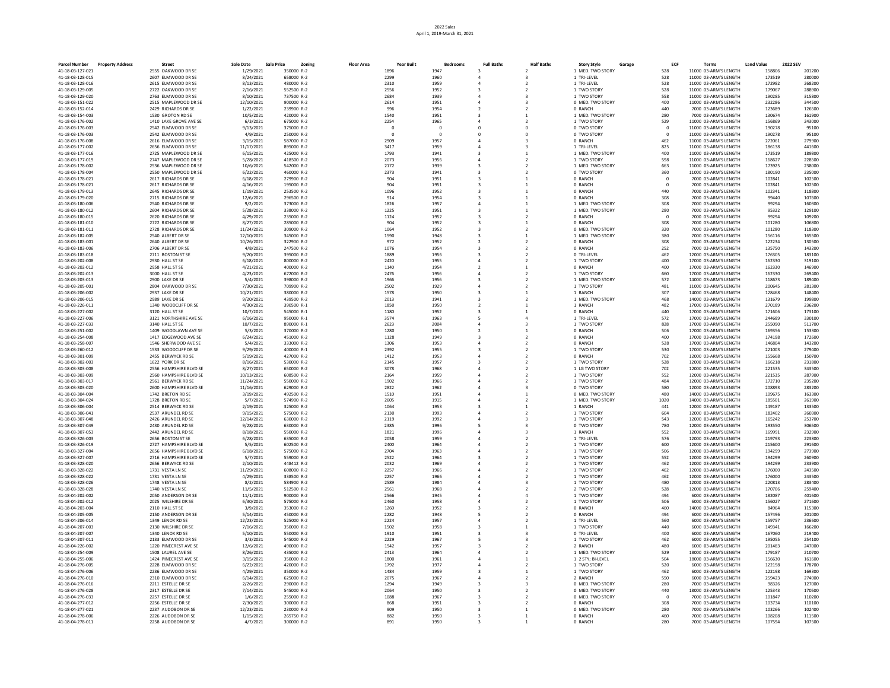2022 Sales
April 1, 2019-March 31, 2021

| Parcel Number | Property Address | Street | Sale Date | Sale Price | Zoning | Floor Area | Year Built | Bedrooms | Full Baths | Half Baths | Story Style | Garage | ECF | Terms | Land Value | 2022 SEV |
|---|---|---|---|---|---|---|---|---|---|---|---|---|---|---|---|---|
| 41-18-03-127-021 | | 2555 OAKWOOD DR SE | 1/29/2021 | 350000 | R-2 | 1896 | 1947 | 3 | 2 | 1 | MED. TWO STORY | | 528 | 11000 03-ARM'S LENGTH | 158806 | 201200 |
| 41-18-03-128-015 | | 2607 ELMWOOD DR SE | 8/24/2021 | 658000 | R-2 | 2299 | 1960 | 4 | 3 | 1 | TRI-LEVEL | | 528 | 11000 03-ARM'S LENGTH | 173519 | 280000 |
| 41-18-03-128-016 | | 2615 ELMWOOD DR SE | 8/13/2021 | 480000 | R-2 | 2310 | 1959 | 4 | 2 | 1 | TRI-LEVEL | | 528 | 11000 03-ARM'S LENGTH | 172982 | 268200 |
| 41-18-03-129-005 | | 2722 OAKWOOD DR SE | 2/16/2021 | 552500 | R-2 | 2556 | 1952 | 3 | 2 | 1 | TWO STORY | | 528 | 11000 03-ARM'S LENGTH | 179067 | 288900 |
| 41-18-03-129-020 | | 2763 ELMWOOD DR SE | 8/10/2021 | 737500 | R-2 | 2684 | 1939 | 4 | 3 | 1 | TWO STORY | | 558 | 11000 03-ARM'S LENGTH | 190285 | 315800 |
| 41-18-03-151-022 | | 2515 MAPLEWOOD DR SE | 12/10/2021 | 900000 | R-2 | 2614 | 1951 | 4 | 3 | 0 | MED. TWO STORY | | 400 | 11000 03-ARM'S LENGTH | 232286 | 344500 |
| 41-18-03-152-014 | | 2429 RICHARDS DR SE | 1/22/2021 | 239900 | R-2 | 996 | 1954 | 2 | 2 | 0 | RANCH | | 440 | 7000 03-ARM'S LENGTH | 123689 | 126500 |
| 41-18-03-154-003 | | 1530 GROTON RD SE | 10/5/2021 | 420000 | R-2 | 1540 | 1951 | 3 | 1 | 1 | MED. TWO STORY | | 280 | 7000 03-ARM'S LENGTH | 130674 | 161900 |
| 41-18-03-176-002 | | 1410 LAKE GROVE AVE SE | 6/3/2021 | 675000 | R-2 | 2254 | 1965 | 4 | 2 | 1 | TWO STORY | | 529 | 11000 03-ARM'S LENGTH | 156869 | 243000 |
| 41-18-03-176-003 | | 2542 ELMWOOD DR SE | 9/13/2021 | 375000 | R-2 | 0 | 0 | 0 | 0 | 0 | TWO STORY | | 0 | 11000 03-ARM'S LENGTH | 190278 | 95100 |
| 41-18-03-176-003 | | 2542 ELMWOOD DR SE | 4/9/2021 | 250000 | R-2 | 0 | 0 | 0 | 0 | 0 | TWO STORY | | 0 | 11000 03-ARM'S LENGTH | 190278 | 95100 |
| 41-18-03-176-008 | | 2616 ELMWOOD DR SE | 3/15/2021 | 587000 | R-2 | 2909 | 1957 | 4 | 3 | 0 | RANCH | | 462 | 11000 03-ARM'S LENGTH | 272061 | 279900 |
| 41-18-03-177-002 | | 2656 ELMWOOD DR SE | 11/17/2021 | 895000 | R-2 | 3417 | 1959 | 4 | 3 | 1 | TRI-LEVEL | | 825 | 11000 03-ARM'S LENGTH | 186138 | 441600 |
| 41-18-03-177-016 | | 2725 MAPLEWOOD DR SE | 6/15/2021 | 425000 | R-2 | 1793 | 1941 | 3 | 1 | 1 | MED. TWO STORY | | 400 | 11000 03-ARM'S LENGTH | 173519 | 189800 |
| 41-18-03-177-019 | | 2747 MAPLEWOOD DR SE | 5/28/2021 | 418500 | R-2 | 2073 | 1956 | 4 | 2 | 1 | TWO STORY | | 598 | 11000 03-ARM'S LENGTH | 168627 | 228500 |
| 41-18-03-178-002 | | 2536 MAPLEWOOD DR SE | 10/6/2021 | 542000 | R-2 | 2172 | 1939 | 3 | 2 | 1 | MED. TWO STORY | | 663 | 11000 03-ARM'S LENGTH | 173925 | 238000 |
| 41-18-03-178-004 | | 2550 MAPLEWOOD DR SE | 6/22/2021 | 460000 | R-2 | 2373 | 1941 | 3 | 2 | 0 | TWO STORY | | 360 | 11000 03-ARM'S LENGTH | 180190 | 235000 |
| 41-18-03-178-021 | | 2617 RICHARDS DR SE | 6/18/2021 | 279900 | R-2 | 904 | 1951 | 3 | 1 | 0 | RANCH | | 0 | 7000 03-ARM'S LENGTH | 102841 | 102500 |
| 41-18-03-178-021 | | 2617 RICHARDS DR SE | 4/16/2021 | 195000 | R-2 | 904 | 1951 | 3 | 1 | 0 | RANCH | | 0 | 7000 03-ARM'S LENGTH | 102841 | 102500 |
| 41-18-03-179-013 | | 2645 RICHARDS DR SE | 1/19/2021 | 253500 | R-2 | 1096 | 1952 | 3 | 1 | 0 | RANCH | | 440 | 7000 03-ARM'S LENGTH | 102341 | 118800 |
| 41-18-03-179-020 | | 2715 RICHARDS DR SE | 12/6/2021 | 296500 | R-2 | 914 | 1954 | 3 | 1 | 0 | RANCH | | 308 | 7000 03-ARM'S LENGTH | 99440 | 107600 |
| 41-18-03-180-006 | | 2540 RICHARDS DR SE | 9/2/2021 | 373000 | R-2 | 1826 | 1957 | 4 | 1 | 1 | MED. TWO STORY | | 308 | 7000 03-ARM'S LENGTH | 99294 | 160300 |
| 41-18-03-180-012 | | 2604 RICHARDS DR SE | 5/28/2021 | 338000 | R-2 | 1225 | 1951 | 3 | 1 | 1 | MED. TWO STORY | | 280 | 7000 03-ARM'S LENGTH | 95322 | 129100 |
| 41-18-03-180-015 | | 2620 RICHARDS DR SE | 4/29/2021 | 235000 | R-2 | 1124 | 1952 | 3 | 2 | 0 | RANCH | | 0 | 7000 03-ARM'S LENGTH | 99294 | 109200 |
| 41-18-03-181-010 | | 2722 RICHARDS DR SE | 8/27/2021 | 285000 | R-2 | 904 | 1952 | 3 | 1 | 0 | RANCH | | 308 | 7000 03-ARM'S LENGTH | 101280 | 106800 |
| 41-18-03-181-011 | | 2728 RICHARDS DR SE | 11/24/2021 | 309000 | R-2 | 1064 | 1952 | 3 | 2 | 0 | MED. TWO STORY | | 320 | 7000 03-ARM'S LENGTH | 101280 | 118300 |
| 41-18-03-182-005 | | 2540 ALBERT DR SE | 12/10/2021 | 345000 | R-2 | 1590 | 1948 | 3 | 1 | 1 | MED. TWO STORY | | 380 | 7000 03-ARM'S LENGTH | 156116 | 165500 |
| 41-18-03-183-001 | | 2640 ALBERT DR SE | 10/26/2021 | 322900 | R-2 | 972 | 1952 | 2 | 2 | 0 | RANCH | | 308 | 7000 03-ARM'S LENGTH | 122234 | 130500 |
| 41-18-03-183-006 | | 2706 ALBERT DR SE | 4/8/2021 | 247500 | R-2 | 1076 | 1954 | 3 | 2 | 0 | RANCH | | 252 | 7000 03-ARM'S LENGTH | 135750 | 143200 |
| 41-18-03-183-018 | | 2711 BOSTON ST SE | 9/20/2021 | 395000 | R-2 | 1889 | 1956 | 3 | 2 | 0 | TRI-LEVEL | | 462 | 12000 03-ARM'S LENGTH | 176305 | 183100 |
| 41-18-03-202-008 | | 2930 HALL ST SE | 6/18/2021 | 800000 | R-2 | 2420 | 1955 | 4 | 2 | 1 | TWO STORY | | 400 | 17000 03-ARM'S LENGTH | 162330 | 319100 |
| 41-18-03-202-012 | | 2958 HALL ST SE | 4/21/2021 | 400000 | R-2 | 1140 | 1954 | 2 | 1 | 0 | RANCH | | 400 | 17000 03-ARM'S LENGTH | 162330 | 146900 |
| 41-18-03-202-013 | | 3000 HALL ST SE | 4/23/2021 | 672000 | R-2 | 2476 | 1956 | 4 | 2 | 1 | TWO STORY | | 660 | 17000 03-ARM'S LENGTH | 162330 | 269400 |
| 41-18-03-203-013 | | 2900 LAKE DR SE | 5/4/2021 | 398000 | R-2 | 1966 | 1956 | 3 | 2 | 1 | MED. TWO STORY | | 572 | 14000 03-ARM'S LENGTH | 118673 | 189400 |
| 41-18-03-205-001 | | 2804 OAKWOOD DR SE | 7/30/2021 | 709900 | R-2 | 2502 | 1929 | 4 | 2 | 1 | TWO STORY | | 481 | 11000 03-ARM'S LENGTH | 200645 | 281300 |
| 41-18-03-206-002 | | 2937 LAKE DR SE | 10/21/2021 | 380000 | R-2 | 1578 | 1950 | 3 | 1 | 1 | RANCH | | 307 | 14000 03-ARM'S LENGTH | 128468 | 148400 |
| 41-18-03-206-015 | | 2989 LAKE DR SE | 9/20/2021 | 439500 | R-2 | 2013 | 1941 | 3 | 2 | 1 | MED. TWO STORY | | 468 | 14000 03-ARM'S LENGTH | 131679 | 199800 |
| 41-18-03-226-011 | | 1340 WOODCLIFF DR SE | 4/30/2021 | 390500 | R-1 | 1850 | 1950 | 2 | 1 | 1 | RANCH | | 482 | 17000 03-ARM'S LENGTH | 270189 | 236200 |
| 41-18-03-227-002 | | 3120 HALL ST SE | 10/7/2021 | 545000 | R-1 | 1180 | 1952 | 3 | 1 | 0 | RANCH | | 440 | 17000 03-ARM'S LENGTH | 171606 | 173100 |
| 41-18-03-227-006 | | 3121 NORTHSHIRE AVE SE | 6/16/2021 | 950000 | R-1 | 3574 | 1963 | 5 | 4 | 1 | TRI-LEVEL | | 572 | 17000 03-ARM'S LENGTH | 244689 | 330100 |
| 41-18-03-227-033 | | 3140 HALL ST SE | 10/7/2021 | 890000 | R-1 | 2623 | 2004 | 4 | 3 | 1 | TWO STORY | | 828 | 17000 03-ARM'S LENGTH | 255090 | 511700 |
| 41-18-03-251-002 | | 1409 WOODLAWN AVE SE | 5/3/2021 | 370000 | R-2 | 1280 | 1950 | 2 | 1 | 0 | RANCH | | 506 | 17000 03-ARM'S LENGTH | 169356 | 153300 |
| 41-18-03-254-008 | | 1417 EDGEWOOD AVE SE | 6/24/2021 | 451000 | R-2 | 1128 | 1949 | 3 | 2 | 0 | RANCH | | 400 | 17000 03-ARM'S LENGTH | 174198 | 172600 |
| 41-18-03-258-007 | | 1546 SHERWOOD AVE SE | 5/4/2021 | 333000 | R-2 | 1306 | 1953 | 4 | 2 | 0 | RANCH | | 528 | 17000 03-ARM'S LENGTH | 146804 | 143200 |
| 41-18-03-260-012 | | 1533 WOODCLIFF DR SE | 9/29/2021 | 400000 | R-1 | 2392 | 1955 | 3 | 2 | 1 | TWO STORY | | 530 | 17000 03-ARM'S LENGTH | 221003 | 279400 |
| 41-18-03-301-009 | | 2455 BERWYCK RD SE | 5/19/2021 | 427000 | R-2 | 1412 | 1953 | 4 | 2 | 0 | RANCH | | 702 | 12000 03-ARM'S LENGTH | 155668 | 150700 |
| 41-18-03-302-003 | | 1622 YORK DR SE | 8/16/2021 | 530000 | R-2 | 2145 | 1957 | 3 | 2 | 1 | TWO STORY | | 528 | 12000 03-ARM'S LENGTH | 166218 | 231800 |
| 41-18-03-303-008 | | 2556 HAMPSHIRE BLVD SE | 8/27/2021 | 650000 | R-2 | 3078 | 1968 | 4 | 2 | 1 | LG TWO STORY | | 702 | 12000 03-ARM'S LENGTH | 221535 | 343500 |
| 41-18-03-303-009 | | 2560 HAMPSHIRE BLVD SE | 10/13/2021 | 608500 | R-2 | 2164 | 1959 | 4 | 2 | 1 | TWO STORY | | 552 | 12000 03-ARM'S LENGTH | 221535 | 287900 |
| 41-18-03-303-017 | | 2561 BERWYCK RD SE | 11/24/2021 | 550000 | R-2 | 1902 | 1966 | 4 | 2 | 1 | TWO STORY | | 484 | 12000 03-ARM'S LENGTH | 172710 | 235200 |
| 41-18-03-303-020 | | 2600 HAMPSHIRE BLVD SE | 11/16/2021 | 629000 | R-2 | 2822 | 1962 | 4 | 3 | 0 | TWO STORY | | 580 | 12000 03-ARM'S LENGTH | 208893 | 283200 |
| 41-18-03-304-004 | | 1742 BRETON RD SE | 3/19/2021 | 492500 | R-2 | 1510 | 1951 | 4 | 1 | 0 | MED. TWO STORY | | 480 | 14000 03-ARM'S LENGTH | 109675 | 163300 |
| 41-18-03-304-024 | | 1728 BRETON RD SE | 5/7/2021 | 574900 | R-2 | 2605 | 1915 | 4 | 2 | 1 | MED. TWO STORY | | 1020 | 14000 03-ARM'S LENGTH | 185501 | 261900 |
| 41-18-03-306-004 | | 2514 BERWYCK RD SE | 2/19/2021 | 325000 | R-2 | 1064 | 1953 | 3 | 1 | 1 | RANCH | | 441 | 12000 03-ARM'S LENGTH | 149187 | 133500 |
| 41-18-03-306-041 | | 2537 ARUNDEL RD SE | 9/15/2021 | 575000 | R-2 | 2130 | 1993 | 4 | 2 | 1 | TWO STORY | | 604 | 12000 03-ARM'S LENGTH | 182402 | 260300 |
| 41-18-03-307-048 | | 2426 ARUNDEL RD SE | 12/14/2021 | 630000 | R-2 | 2119 | 1992 | 4 | 3 | 1 | TWO STORY | | 543 | 12000 03-ARM'S LENGTH | 165242 | 253700 |
| 41-18-03-307-049 | | 2430 ARUNDEL RD SE | 9/28/2021 | 630000 | R-2 | 2385 | 1996 | 5 | 3 | 0 | TWO STORY | | 780 | 12000 03-ARM'S LENGTH | 193550 | 306500 |
| 41-18-03-307-053 | | 2442 ARUNDEL RD SE | 8/18/2021 | 550000 | R-2 | 1821 | 1996 | 4 | 3 | 1 | RANCH | | 552 | 12000 03-ARM'S LENGTH | 169991 | 232900 |
| 41-18-03-326-003 | | 2656 BOSTON ST SE | 6/28/2021 | 635000 | R-2 | 2058 | 1959 | 4 | 2 | 1 | TRI-LEVEL | | 576 | 12000 03-ARM'S LENGTH | 219793 | 223800 |
| 41-18-03-326-019 | | 2727 HAMPSHIRE BLVD SE | 5/5/2021 | 602500 | R-2 | 2400 | 1964 | 4 | 2 | 1 | TWO STORY | | 600 | 12000 03-ARM'S LENGTH | 215600 | 291600 |
| 41-18-03-327-004 | | 2656 HAMPSHIRE BLVD SE | 6/18/2021 | 575000 | R-2 | 2704 | 1963 | 4 | 2 | 1 | TWO STORY | | 506 | 12000 03-ARM'S LENGTH | 194299 | 273900 |
| 41-18-03-327-007 | | 2716 HAMPSHIRE BLVD SE | 5/7/2021 | 559000 | R-2 | 2522 | 1964 | 3 | 2 | 1 | TWO STORY | | 552 | 12000 03-ARM'S LENGTH | 194299 | 260900 |
| 41-18-03-328-020 | | 2656 BERWYCK RD SE | 2/10/2021 | 448412 | R-2 | 2032 | 1969 | 4 | 2 | 1 | TWO STORY | | 462 | 12000 03-ARM'S LENGTH | 194299 | 233900 |
| 41-18-03-328-022 | | 1731 VESTA LN SE | 11/29/2021 | 608000 | R-2 | 2257 | 1966 | 4 | 2 | 1 | TWO STORY | | 462 | 12000 03-ARM'S LENGTH | 176000 | 243500 |
| 41-18-03-328-022 | | 1731 VESTA LN SE | 4/29/2021 | 338500 | R-2 | 2257 | 1966 | 4 | 2 | 1 | TWO STORY | | 462 | 12000 03-ARM'S LENGTH | 176000 | 243500 |
| 41-18-03-328-026 | | 1748 VESTA LN SE | 8/2/2021 | 584900 | R-2 | 2589 | 1984 | 4 | 3 | 1 | TWO STORY | | 480 | 12000 03-ARM'S LENGTH | 220813 | 283400 |
| 41-18-03-328-028 | | 1740 VESTA LN SE | 11/5/2021 | 512500 | R-2 | 2561 | 1968 | 4 | 2 | 2 | TWO STORY | | 528 | 12000 03-ARM'S LENGTH | 170706 | 259400 |
| 41-18-04-202-002 | | 2050 ANDERSON DR SE | 11/1/2021 | 900000 | R-2 | 2566 | 1945 | 4 | 4 | 1 | TWO STORY | | 494 | 6000 03-ARM'S LENGTH | 182087 | 401600 |
| 41-18-04-202-012 | | 2025 WILSHIRE DR SE | 6/30/2021 | 575000 | R-2 | 2460 | 1958 | 4 | 2 | 1 | TWO STORY | | 506 | 6000 03-ARM'S LENGTH | 156027 | 271600 |
| 41-18-04-203-004 | | 2110 HALL ST SE | 3/9/2021 | 353000 | R-2 | 1260 | 1952 | 3 | 2 | 0 | RANCH | | 460 | 14000 03-ARM'S LENGTH | 84964 | 115300 |
| 41-18-04-205-005 | | 2150 ANDERSON DR SE | 5/14/2021 | 450000 | R-2 | 2282 | 1948 | 5 | 2 | 0 | RANCH | | 494 | 6000 03-ARM'S LENGTH | 157496 | 201000 |
| 41-18-04-206-014 | | 1349 LENOX RD SE | 12/23/2021 | 525000 | R-2 | 2224 | 1957 | 4 | 2 | 1 | TRI-LEVEL | | 560 | 6000 03-ARM'S LENGTH | 159757 | 236600 |
| 41-18-04-207-003 | | 2130 WILSHIRE DR SE | 7/16/2021 | 350000 | R-2 | 1502 | 1958 | 3 | 1 | 1 | TWO STORY | | 440 | 6000 03-ARM'S LENGTH | 149341 | 166200 |
| 41-18-04-207-007 | | 1340 LENOX RD SE | 5/10/2021 | 550000 | R-2 | 1910 | 1951 | 3 | 3 | 0 | TRI-LEVEL | | 400 | 6000 03-ARM'S LENGTH | 167060 | 219400 |
| 41-18-04-207-011 | | 2133 ELMWOOD DR SE | 3/3/2021 | 545000 | R-2 | 2229 | 1967 | 5 | 3 | 1 | TWO STORY | | 462 | 6000 03-ARM'S LENGTH | 195055 | 254100 |
| 41-18-04-226-002 | | 1220 PINECREST AVE SE | 12/6/2021 | 490000 | R-2 | 1942 | 1957 | 3 | 2 | 2 | RANCH | | 480 | 6000 03-ARM'S LENGTH | 201483 | 247000 |
| 41-18-04-254-009 | | 1508 LAUREL AVE SE | 8/26/2021 | 435000 | R-2 | 2413 | 1964 | 4 | 2 | 1 | MED. TWO STORY | | 529 | 18000 03-ARM'S LENGTH | 179187 | 210700 |
| 41-18-04-255-006 | | 1424 PINECREST AVE SE | 3/15/2021 | 350000 | R-2 | 1800 | 1961 | 4 | 1 | 1 | 2 STY; BI-LEVEL | | 504 | 18000 03-ARM'S LENGTH | 156630 | 161600 |
| 41-18-04-276-005 | | 2228 ELMWOOD DR SE | 6/22/2021 | 420000 | R-2 | 1792 | 1977 | 4 | 2 | 1 | TWO STORY | | 520 | 6000 03-ARM'S LENGTH | 122198 | 178700 |
| 41-18-04-276-006 | | 2236 ELMWOOD DR SE | 4/29/2021 | 350000 | R-2 | 1484 | 1959 | 3 | 1 | 1 | TWO STORY | | 462 | 6000 03-ARM'S LENGTH | 122198 | 169300 |
| 41-18-04-276-010 | | 2310 ELMWOOD DR SE | 6/14/2021 | 625000 | R-2 | 2075 | 1967 | 4 | 2 | 2 | RANCH | | 550 | 6000 03-ARM'S LENGTH | 259423 | 274000 |
| 41-18-04-276-016 | | 2211 ESTELLE DR SE | 2/26/2021 | 290000 | R-2 | 1294 | 1949 | 3 | 3 | 0 | MED. TWO STORY | | 280 | 7000 03-ARM'S LENGTH | 98326 | 127000 |
| 41-18-04-276-028 | | 2317 ESTELLE DR SE | 7/14/2021 | 545000 | R-2 | 2064 | 1950 | 3 | 2 | 0 | MED. TWO STORY | | 440 | 18000 03-ARM'S LENGTH | 125343 | 170500 |
| 41-18-04-276-033 | | 2257 ESTELLE DR SE | 1/6/2021 | 255000 | R-2 | 1088 | 1967 | 3 | 2 | 0 | MED. TWO STORY | | 0 | 7000 03-ARM'S LENGTH | 101847 | 110200 |
| 41-18-04-277-012 | | 2256 ESTELLE DR SE | 7/30/2021 | 300000 | R-2 | 868 | 1951 | 3 | 2 | 0 | RANCH | | 308 | 7000 03-ARM'S LENGTH | 103734 | 110100 |
| 41-18-04-277-021 | | 2237 AUDOBON DR SE | 12/23/2021 | 230000 | R-2 | 909 | 1950 | 3 | 1 | 0 | MED. TWO STORY | | 280 | 7000 03-ARM'S LENGTH | 103266 | 102400 |
| 41-18-04-278-006 | | 2226 AUDOBON DR SE | 1/15/2021 | 265750 | R-2 | 882 | 1950 | 3 | 1 | 0 | RANCH | | 460 | 7000 03-ARM'S LENGTH | 108208 | 111500 |
| 41-18-04-278-011 | | 2258 AUDOBON DR SE | 4/7/2021 | 300000 | R-2 | 891 | 1950 | 3 | 1 | 0 | RANCH | | 280 | 7000 03-ARM'S LENGTH | 107594 | 107500 |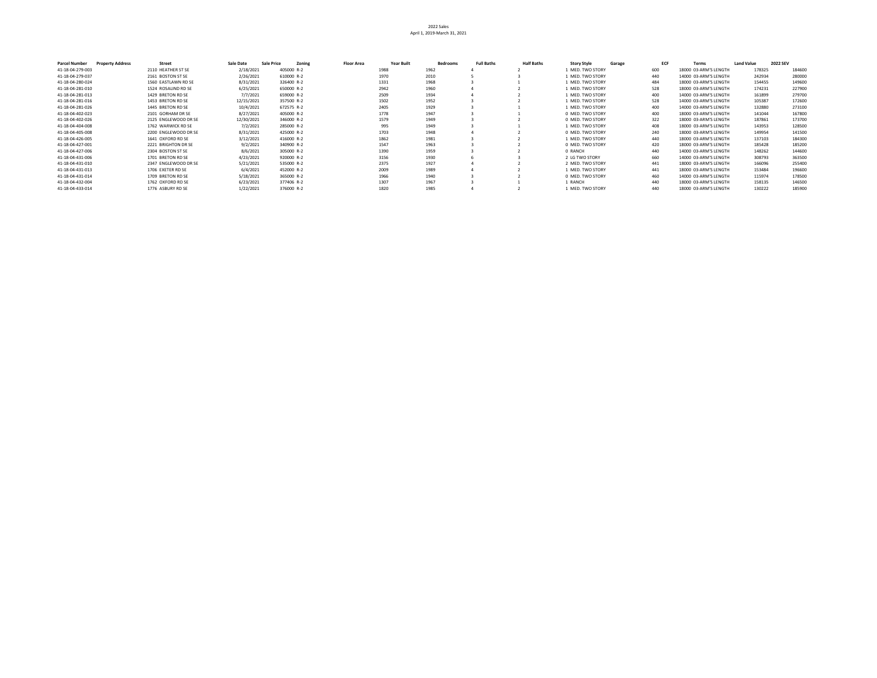2022 Sales

April 1, 2019-March 31, 2021

| Parcel Number | Property Address | Street | Sale Date | Sale Price | Zoning | Floor Area | Year Built | Bedrooms | Full Baths | Half Baths | Story Style | Garage | ECF | Terms | Land Value | 2022 SEV |
|---|---|---|---|---|---|---|---|---|---|---|---|---|---|---|---|---|
| 41-18-04-279-003 | 2110 | HEATHER ST SE | 2/18/2021 | 405000 | R-2 | 1988 | 1962 | 4 | 2 | 1 | MED. TWO STORY | 600 | 18000 | 03-ARM'S LENGTH | 178325 | 184600 |
| 41-18-04-279-037 | 2161 | BOSTON ST SE | 2/26/2021 | 610000 | R-2 | 1970 | 2010 | 5 | 3 | 1 | MED. TWO STORY | 440 | 14000 | 03-ARM'S LENGTH | 242934 | 280000 |
| 41-18-04-280-024 | 1560 | EASTLAWN RD SE | 8/31/2021 | 326400 | R-2 | 1331 | 1968 | 3 | 1 | 1 | MED. TWO STORY | 484 | 18000 | 03-ARM'S LENGTH | 154455 | 149600 |
| 41-18-04-281-010 | 1524 | ROSALIND RD SE | 6/25/2021 | 650000 | R-2 | 2942 | 1960 | 4 | 2 | 1 | MED. TWO STORY | 528 | 18000 | 03-ARM'S LENGTH | 174231 | 227900 |
| 41-18-04-281-013 | 1429 | BRETON RD SE | 7/7/2021 | 659000 | R-2 | 2509 | 1934 | 4 | 2 | 1 | MED. TWO STORY | 400 | 14000 | 03-ARM'S LENGTH | 161899 | 279700 |
| 41-18-04-281-016 | 1453 | BRETON RD SE | 12/15/2021 | 357500 | R-2 | 1502 | 1952 | 3 | 2 | 1 | MED. TWO STORY | 528 | 14000 | 03-ARM'S LENGTH | 105387 | 172600 |
| 41-18-04-281-026 | 1445 | BRETON RD SE | 10/4/2021 | 672575 | R-2 | 2405 | 1929 | 3 | 1 | 1 | MED. TWO STORY | 400 | 14000 | 03-ARM'S LENGTH | 132880 | 273100 |
| 41-18-04-402-023 | 2101 | GORHAM DR SE | 8/27/2021 | 405000 | R-2 | 1778 | 1947 | 3 | 1 | 0 | MED. TWO STORY | 400 | 18000 | 03-ARM'S LENGTH | 141044 | 167800 |
| 41-18-04-402-026 | 2125 | ENGLEWOOD DR SE | 12/30/2021 | 346000 | R-2 | 1579 | 1949 | 3 | 2 | 0 | MED. TWO STORY | 322 | 18000 | 03-ARM'S LENGTH | 187861 | 173700 |
| 41-18-04-404-008 | 1762 | WARWICK RD SE | 7/2/2021 | 285000 | R-2 | 995 | 1949 | 3 | 1 | 1 | MED. TWO STORY | 408 | 18000 | 03-ARM'S LENGTH | 143953 | 128500 |
| 41-18-04-405-008 | 2200 | ENGLEWOOD DR SE | 8/31/2021 | 425000 | R-2 | 1703 | 1948 | 4 | 2 | 0 | MED. TWO STORY | 240 | 18000 | 03-ARM'S LENGTH | 149954 | 141500 |
| 41-18-04-426-005 | 1641 | OXFORD RD SE | 3/12/2021 | 416000 | R-2 | 1862 | 1981 | 3 | 2 | 1 | MED. TWO STORY | 440 | 18000 | 03-ARM'S LENGTH | 137103 | 184300 |
| 41-18-04-427-001 | 2221 | BRIGHTON DR SE | 9/2/2021 | 340900 | R-2 | 1547 | 1963 | 3 | 2 | 0 | MED. TWO STORY | 420 | 18000 | 03-ARM'S LENGTH | 185428 | 185200 |
| 41-18-04-427-006 | 2304 | BOSTON ST SE | 8/6/2021 | 305000 | R-2 | 1390 | 1959 | 3 | 2 | 0 | RANCH | 440 | 14000 | 03-ARM'S LENGTH | 148262 | 144600 |
| 41-18-04-431-006 | 1701 | BRETON RD SE | 4/23/2021 | 920000 | R-2 | 3156 | 1930 | 6 | 3 | 2 | LG TWO STORY | 660 | 14000 | 03-ARM'S LENGTH | 308793 | 363500 |
| 41-18-04-431-010 | 2347 | ENGLEWOOD DR SE | 5/21/2021 | 535000 | R-2 | 2375 | 1927 | 4 | 2 | 2 | MED. TWO STORY | 441 | 18000 | 03-ARM'S LENGTH | 166096 | 255400 |
| 41-18-04-431-013 | 1706 | EXETER RD SE | 6/4/2021 | 452000 | R-2 | 2009 | 1989 | 4 | 2 | 1 | MED. TWO STORY | 441 | 18000 | 03-ARM'S LENGTH | 153484 | 196600 |
| 41-18-04-431-014 | 1709 | BRETON RD SE | 5/18/2021 | 365000 | R-2 | 1966 | 1940 | 3 | 2 | 0 | MED. TWO STORY | 460 | 14000 | 03-ARM'S LENGTH | 115974 | 178500 |
| 41-18-04-432-004 | 1762 | OXFORD RD SE | 6/23/2021 | 377406 | R-2 | 1307 | 1967 | 3 | 1 | 1 | RANCH | 440 | 18000 | 03-ARM'S LENGTH | 158135 | 146500 |
| 41-18-04-433-014 | 1776 | ASBURY RD SE | 1/22/2021 | 376000 | R-2 | 1820 | 1985 | 4 | 2 | 1 | MED. TWO STORY | 440 | 18000 | 03-ARM'S LENGTH | 130222 | 185900 |